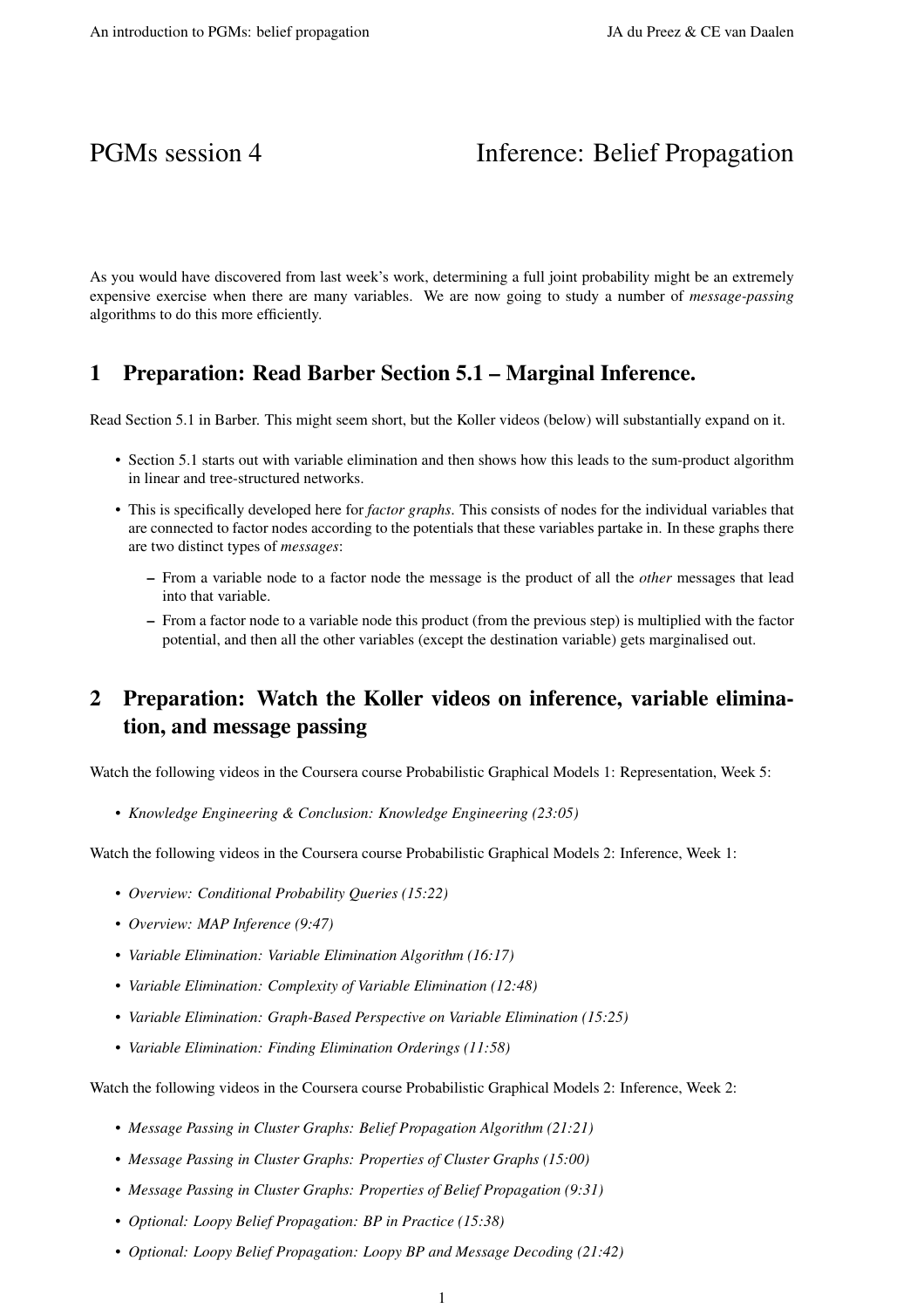# PGMs session 4 — Inference: Belief Propagation

As you would have discovered from last week's work, determining a full joint probability might be an extremely expensive exercise when there are many variables. We are now going to study a number of *message-passing* algorithms to do this more efficiently.

## 1 Preparation: Read Barber Section 5.1 – Marginal Inference.

Read Section 5.1 in Barber. This might seem short, but the Koller videos (below) will substantially expand on it.

- Section 5.1 starts out with variable elimination and then shows how this leads to the sum-product algorithm in linear and tree-structured networks.
- This is specifically developed here for *factor graphs*. This consists of nodes for the individual variables that are connected to factor nodes according to the potentials that these variables partake in. In these graphs there are two distinct types of *messages*:
  - From a variable node to a factor node the message is the product of all the *other* messages that lead into that variable.
  - From a factor node to a variable node this product (from the previous step) is multiplied with the factor potential, and then all the other variables (except the destination variable) gets marginalised out.

## 2 Preparation: Watch the Koller videos on inference, variable elimination, and message passing

Watch the following videos in the Coursera course Probabilistic Graphical Models 1: Representation, Week 5:

- *Knowledge Engineering & Conclusion: Knowledge Engineering (23:05)*

Watch the following videos in the Coursera course Probabilistic Graphical Models 2: Inference, Week 1:

- *Overview: Conditional Probability Queries (15:22)*
- *Overview: MAP Inference (9:47)*
- *Variable Elimination: Variable Elimination Algorithm (16:17)*
- *Variable Elimination: Complexity of Variable Elimination (12:48)*
- *Variable Elimination: Graph-Based Perspective on Variable Elimination (15:25)*
- *Variable Elimination: Finding Elimination Orderings (11:58)*

Watch the following videos in the Coursera course Probabilistic Graphical Models 2: Inference, Week 2:

- *Message Passing in Cluster Graphs: Belief Propagation Algorithm (21:21)*
- *Message Passing in Cluster Graphs: Properties of Cluster Graphs (15:00)*
- *Message Passing in Cluster Graphs: Properties of Belief Propagation (9:31)*
- *Optional: Loopy Belief Propagation: BP in Practice (15:38)*
- *Optional: Loopy Belief Propagation: Loopy BP and Message Decoding (21:42)*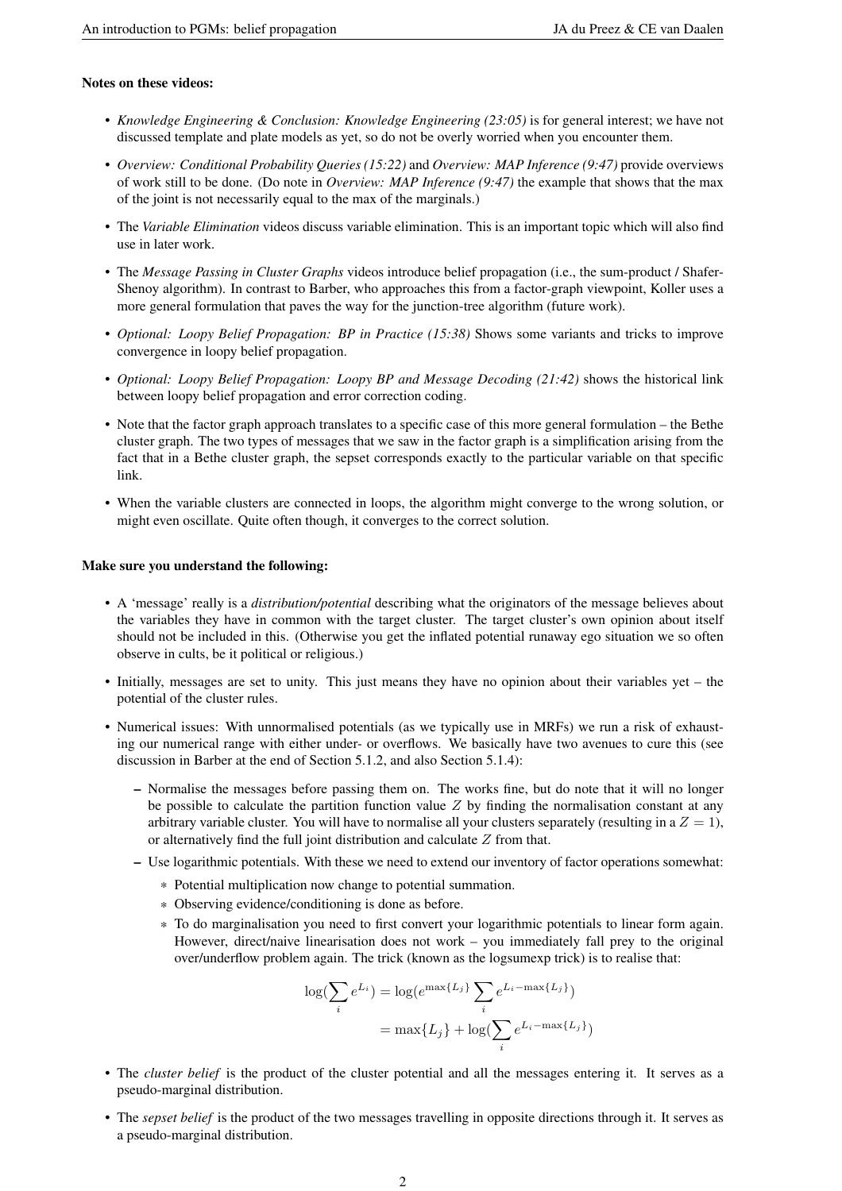**Notes on these videos:**

- *Knowledge Engineering & Conclusion: Knowledge Engineering (23:05)* is for general interest; we have not discussed template and plate models as yet, so do not be overly worried when you encounter them.
- *Overview: Conditional Probability Queries (15:22)* and *Overview: MAP Inference (9:47)* provide overviews of work still to be done. (Do note in *Overview: MAP Inference (9:47)* the example that shows that the max of the joint is not necessarily equal to the max of the marginals.)
- The *Variable Elimination* videos discuss variable elimination. This is an important topic which will also find use in later work.
- The *Message Passing in Cluster Graphs* videos introduce belief propagation (i.e., the sum-product / Shafer-Shenoy algorithm). In contrast to Barber, who approaches this from a factor-graph viewpoint, Koller uses a more general formulation that paves the way for the junction-tree algorithm (future work).
- *Optional: Loopy Belief Propagation: BP in Practice (15:38)* Shows some variants and tricks to improve convergence in loopy belief propagation.
- *Optional: Loopy Belief Propagation: Loopy BP and Message Decoding (21:42)* shows the historical link between loopy belief propagation and error correction coding.
- Note that the factor graph approach translates to a specific case of this more general formulation – the Bethe cluster graph. The two types of messages that we saw in the factor graph is a simplification arising from the fact that in a Bethe cluster graph, the sepset corresponds exactly to the particular variable on that specific link.
- When the variable clusters are connected in loops, the algorithm might converge to the wrong solution, or might even oscillate. Quite often though, it converges to the correct solution.

**Make sure you understand the following:**

- A 'message' really is a *distribution/potential* describing what the originators of the message believes about the variables they have in common with the target cluster. The target cluster's own opinion about itself should not be included in this. (Otherwise you get the inflated potential runaway ego situation we so often observe in cults, be it political or religious.)
- Initially, messages are set to unity. This just means they have no opinion about their variables yet – the potential of the cluster rules.
- Numerical issues: With unnormalised potentials (as we typically use in MRFs) we run a risk of exhausting our numerical range with either under- or overflows. We basically have two avenues to cure this (see discussion in Barber at the end of Section 5.1.2, and also Section 5.1.4):
  - Normalise the messages before passing them on. The works fine, but do note that it will no longer be possible to calculate the partition function value $Z$ by finding the normalisation constant at any arbitrary variable cluster. You will have to normalise all your clusters separately (resulting in a $Z = 1$), or alternatively find the full joint distribution and calculate $Z$ from that.
  - Use logarithmic potentials. With these we need to extend our inventory of factor operations somewhat:
    - Potential multiplication now change to potential summation.
    - Observing evidence/conditioning is done as before.
    - To do marginalisation you need to first convert your logarithmic potentials to linear form again. However, direct/naive linearisation does not work – you immediately fall prey to the original over/underflow problem again. The trick (known as the logsumexp trick) is to realise that:

$$\begin{aligned}\log(\sum_i e^{L_i}) &= \log(e^{\max\{L_j\}} \sum_i e^{L_i - \max\{L_j\}}) \\ &= \max\{L_j\} + \log(\sum_i e^{L_i - \max\{L_j\}})\end{aligned}$$

- The *cluster belief* is the product of the cluster potential and all the messages entering it. It serves as a pseudo-marginal distribution.
- The *sepset belief* is the product of the two messages travelling in opposite directions through it. It serves as a pseudo-marginal distribution.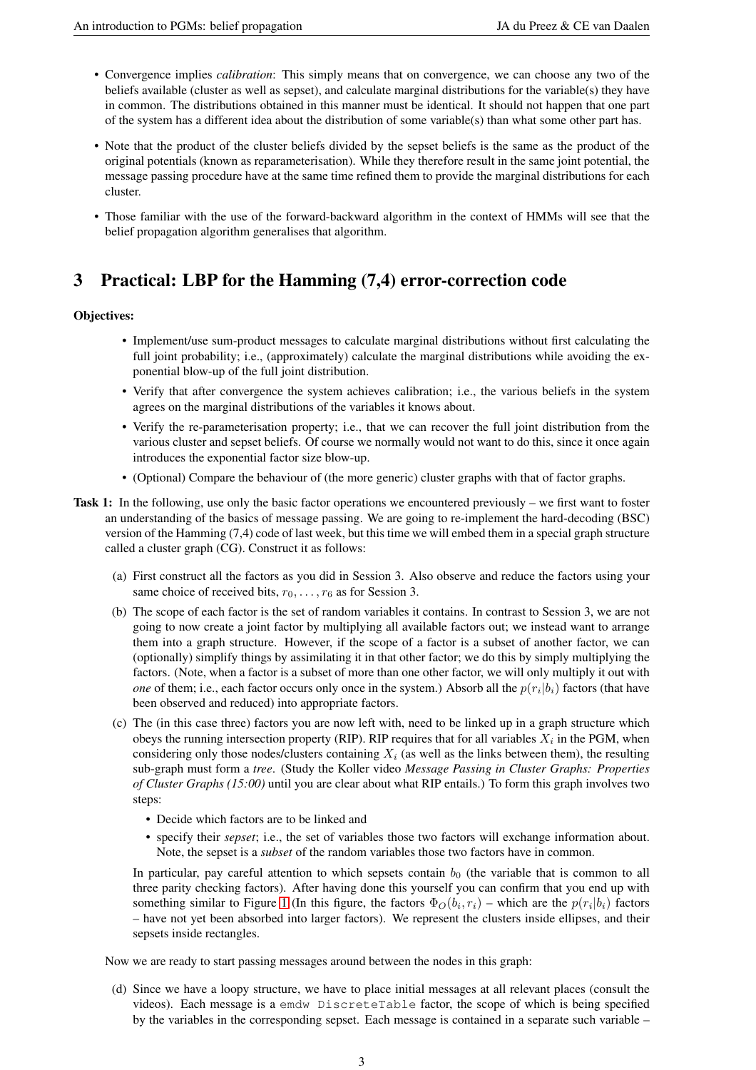- Convergence implies *calibration*: This simply means that on convergence, we can choose any two of the beliefs available (cluster as well as sepset), and calculate marginal distributions for the variable(s) they have in common. The distributions obtained in this manner must be identical. It should not happen that one part of the system has a different idea about the distribution of some variable(s) than what some other part has.
- Note that the product of the cluster beliefs divided by the sepset beliefs is the same as the product of the original potentials (known as reparameterisation). While they therefore result in the same joint potential, the message passing procedure have at the same time refined them to provide the marginal distributions for each cluster.
- Those familiar with the use of the forward-backward algorithm in the context of HMMs will see that the belief propagation algorithm generalises that algorithm.

## 3 Practical: LBP for the Hamming (7,4) error-correction code

**Objectives:**

- Implement/use sum-product messages to calculate marginal distributions without first calculating the full joint probability; i.e., (approximately) calculate the marginal distributions while avoiding the exponential blow-up of the full joint distribution.
- Verify that after convergence the system achieves calibration; i.e., the various beliefs in the system agrees on the marginal distributions of the variables it knows about.
- Verify the re-parameterisation property; i.e., that we can recover the full joint distribution from the various cluster and sepset beliefs. Of course we normally would not want to do this, since it once again introduces the exponential factor size blow-up.
- (Optional) Compare the behaviour of (the more generic) cluster graphs with that of factor graphs.

**Task 1:** In the following, use only the basic factor operations we encountered previously – we first want to foster an understanding of the basics of message passing. We are going to re-implement the hard-decoding (BSC) version of the Hamming (7,4) code of last week, but this time we will embed them in a special graph structure called a cluster graph (CG). Construct it as follows:

(a) First construct all the factors as you did in Session 3. Also observe and reduce the factors using your same choice of received bits, $r_0, \ldots, r_6$ as for Session 3.

(b) The scope of each factor is the set of random variables it contains. In contrast to Session 3, we are not going to now create a joint factor by multiplying all available factors out; we instead want to arrange them into a graph structure. However, if the scope of a factor is a subset of another factor, we can (optionally) simplify things by assimilating it in that other factor; we do this by simply multiplying the factors. (Note, when a factor is a subset of more than one other factor, we will only multiply it out with *one* of them; i.e., each factor occurs only once in the system.) Absorb all the $p(r_i|b_i)$ factors (that have been observed and reduced) into appropriate factors.

(c) The (in this case three) factors you are now left with, need to be linked up in a graph structure which obeys the running intersection property (RIP). RIP requires that for all variables $X_i$ in the PGM, when considering only those nodes/clusters containing $X_i$ (as well as the links between them), the resulting sub-graph must form a *tree*. (Study the Koller video *Message Passing in Cluster Graphs: Properties of Cluster Graphs (15:00)* until you are clear about what RIP entails.) To form this graph involves two steps:

- Decide which factors are to be linked and
- specify their *sepset*; i.e., the set of variables those two factors will exchange information about. Note, the sepset is a *subset* of the random variables those two factors have in common.

In particular, pay careful attention to which sepsets contain $b_0$ (the variable that is common to all three parity checking factors). After having done this yourself you can confirm that you end up with something similar to Figure 1 (In this figure, the factors $\Phi_O(b_i, r_i)$ – which are the $p(r_i|b_i)$ factors – have not yet been absorbed into larger factors). We represent the clusters inside ellipses, and their sepsets inside rectangles.

Now we are ready to start passing messages around between the nodes in this graph:

(d) Since we have a loopy structure, we have to place initial messages at all relevant places (consult the videos). Each message is a `emdw DiscreteTable` factor, the scope of which is being specified by the variables in the corresponding sepset. Each message is contained in a separate such variable –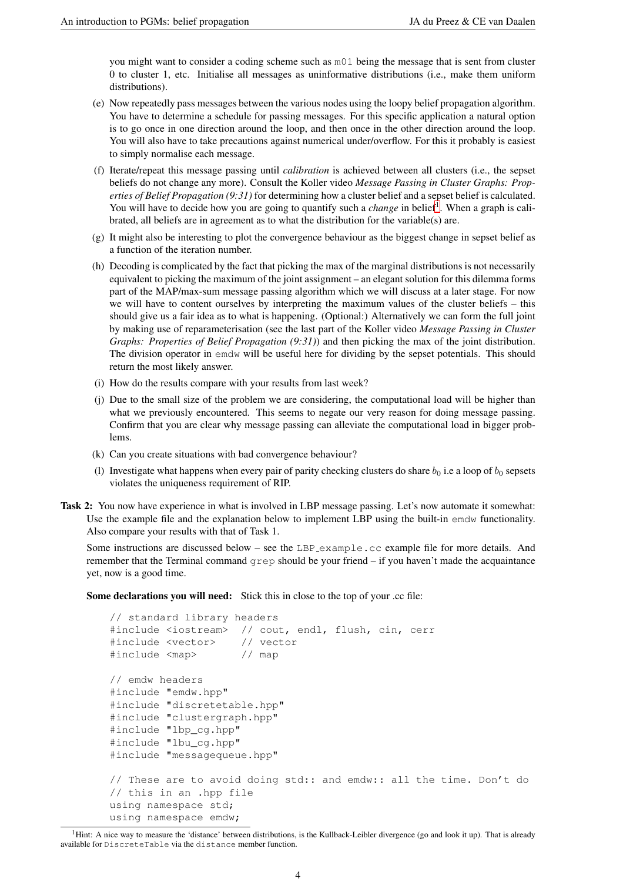you might want to consider a coding scheme such as `m01` being the message that is sent from cluster 0 to cluster 1, etc. Initialise all messages as uninformative distributions (i.e., make them uniform distributions).

(e) Now repeatedly pass messages between the various nodes using the loopy belief propagation algorithm. You have to determine a schedule for passing messages. For this specific application a natural option is to go once in one direction around the loop, and then once in the other direction around the loop. You will also have to take precautions against numerical under/overflow. For this it probably is easiest to simply normalise each message.

(f) Iterate/repeat this message passing until *calibration* is achieved between all clusters (i.e., the sepset beliefs do not change any more). Consult the Koller video *Message Passing in Cluster Graphs: Properties of Belief Propagation (9:31)* for determining how a cluster belief and a sepset belief is calculated. You will have to decide how you are going to quantify such a *change* in belief[1]. When a graph is calibrated, all beliefs are in agreement as to what the distribution for the variable(s) are.

(g) It might also be interesting to plot the convergence behaviour as the biggest change in sepset belief as a function of the iteration number.

(h) Decoding is complicated by the fact that picking the max of the marginal distributions is not necessarily equivalent to picking the maximum of the joint assignment – an elegant solution for this dilemma forms part of the MAP/max-sum message passing algorithm which we will discuss at a later stage. For now we will have to content ourselves by interpreting the maximum values of the cluster beliefs – this should give us a fair idea as to what is happening. (Optional:) Alternatively we can form the full joint by making use of reparameterisation (see the last part of the Koller video *Message Passing in Cluster Graphs: Properties of Belief Propagation (9:31)*) and then picking the max of the joint distribution. The division operator in `emdw` will be useful here for dividing by the sepset potentials. This should return the most likely answer.

(i) How do the results compare with your results from last week?

(j) Due to the small size of the problem we are considering, the computational load will be higher than what we previously encountered. This seems to negate our very reason for doing message passing. Confirm that you are clear why message passing can alleviate the computational load in bigger problems.

(k) Can you create situations with bad convergence behaviour?

(l) Investigate what happens when every pair of parity checking clusters do share $b_0$ i.e a loop of $b_0$ sepsets violates the uniqueness requirement of RIP.

**Task 2:** You now have experience in what is involved in LBP message passing. Let's now automate it somewhat: Use the example file and the explanation below to implement LBP using the built-in `emdw` functionality. Also compare your results with that of Task 1.

Some instructions are discussed below – see the `LBP_example.cc` example file for more details. And remember that the Terminal command `grep` should be your friend – if you haven't made the acquaintance yet, now is a good time.

**Some declarations you will need:** Stick this in close to the top of your .cc file:

```
// standard library headers
#include <iostream>  // cout, endl, flush, cin, cerr
#include <vector>    // vector
#include <map>       // map

// emdw headers
#include "emdw.hpp"
#include "discretetable.hpp"
#include "clustergraph.hpp"
#include "lbp_cg.hpp"
#include "lbu_cg.hpp"
#include "messagequeue.hpp"

// These are to avoid doing std:: and emdw:: all the time. Don't do
// this in an .hpp file
using namespace std;
using namespace emdw;
```

[1] Hint: A nice way to measure the 'distance' between distributions, is the Kullback-Leibler divergence (go and look it up). That is already available for `DiscreteTable` via the `distance` member function.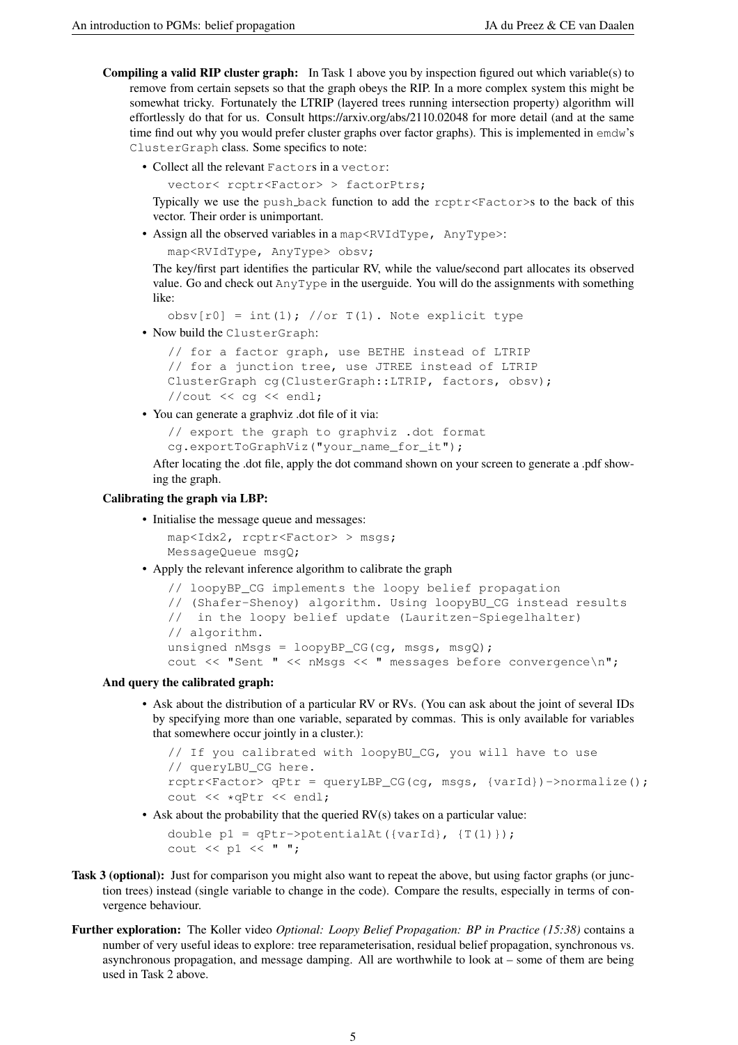**Compiling a valid RIP cluster graph:** In Task 1 above you by inspection figured out which variable(s) to remove from certain sepsets so that the graph obeys the RIP. In a more complex system this might be somewhat tricky. Fortunately the LTRIP (layered trees running intersection property) algorithm will effortlessly do that for us. Consult https://arxiv.org/abs/2110.02048 for more detail (and at the same time find out why you would prefer cluster graphs over factor graphs). This is implemented in `emdw`'s `ClusterGraph` class. Some specifics to note:

- Collect all the relevant `Factor`s in a `vector`:

  ```
  vector< rcptr<Factor> > factorPtrs;
  ```

  Typically we use the `push_back` function to add the `rcptr<Factor>`s to the back of this vector. Their order is unimportant.

- Assign all the observed variables in a `map<RVIdType, AnyType>`:

  ```
  map<RVIdType, AnyType> obsv;
  ```

  The key/first part identifies the particular RV, while the value/second part allocates its observed value. Go and check out `AnyType` in the userguide. You will do the assignments with something like:

  ```
  obsv[r0] = int(1); //or T(1). Note explicit type
  ```

- Now build the `ClusterGraph`:

  ```
  // for a factor graph, use BETHE instead of LTRIP
  // for a junction tree, use JTREE instead of LTRIP
  ClusterGraph cg(ClusterGraph::LTRIP, factors, obsv);
  //cout << cg << endl;
  ```

- You can generate a graphviz .dot file of it via:

  ```
  // export the graph to graphviz .dot format
  cg.exportToGraphViz("your_name_for_it");
  ```

  After locating the .dot file, apply the dot command shown on your screen to generate a .pdf showing the graph.

**Calibrating the graph via LBP:**

- Initialise the message queue and messages:

  ```
  map<Idx2, rcptr<Factor> > msgs;
  MessageQueue msgQ;
  ```

- Apply the relevant inference algorithm to calibrate the graph

  ```
  // loopyBP_CG implements the loopy belief propagation
  // (Shafer-Shenoy) algorithm. Using loopyBU_CG instead results
  //  in the loopy belief update (Lauritzen-Spiegelhalter)
  // algorithm.
  unsigned nMsgs = loopyBP_CG(cg, msgs, msgQ);
  cout << "Sent " << nMsgs << " messages before convergence\n";
  ```

**And query the calibrated graph:**

- Ask about the distribution of a particular RV or RVs. (You can ask about the joint of several IDs by specifying more than one variable, separated by commas. This is only available for variables that somewhere occur jointly in a cluster.):

  ```
  // If you calibrated with loopyBU_CG, you will have to use
  // queryLBU_CG here.
  rcptr<Factor> qPtr = queryLBP_CG(cg, msgs, {varId})->normalize();
  cout << *qPtr << endl;
  ```

- Ask about the probability that the queried RV(s) takes on a particular value:

  ```
  double p1 = qPtr->potentialAt({varId}, {T(1)});
  cout << p1 << " ";
  ```

**Task 3 (optional):** Just for comparison you might also want to repeat the above, but using factor graphs (or junction trees) instead (single variable to change in the code). Compare the results, especially in terms of convergence behaviour.

**Further exploration:** The Koller video *Optional: Loopy Belief Propagation: BP in Practice (15:38)* contains a number of very useful ideas to explore: tree reparameterisation, residual belief propagation, synchronous vs. asynchronous propagation, and message damping. All are worthwhile to look at – some of them are being used in Task 2 above.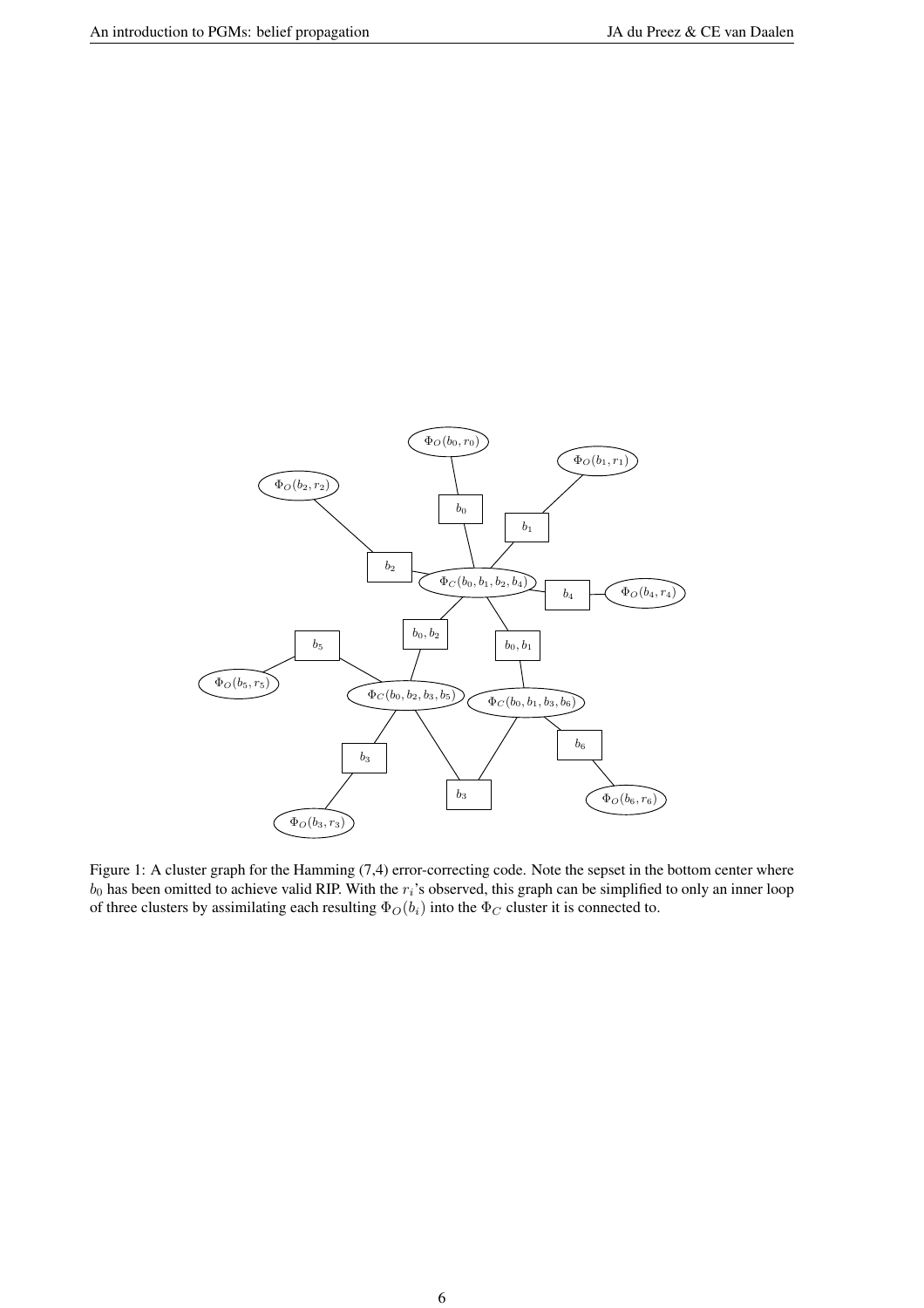$\Phi_O(b_0, r_0)$

$\Phi_O(b_1, r_1)$

$\Phi_O(b_2, r_2)$

$b_0$

$b_1$

$b_2$

$\Phi_C(b_0, b_1, b_2, b_4)$

$b_4$

$\Phi_O(b_4, r_4)$

$b_0, b_2$

$b_0, b_1$

$b_5$

$\Phi_O(b_5, r_5)$

$\Phi_C(b_0, b_2, b_3, b_5)$

$\Phi_C(b_0, b_1, b_3, b_6)$

$b_6$

$b_3$

$b_3$

$\Phi_O(b_6, r_6)$

$\Phi_O(b_3, r_3)$

Figure 1: A cluster graph for the Hamming (7,4) error-correcting code. Note the sepset in the bottom center where $b_0$ has been omitted to achieve valid RIP. With the $r_i$'s observed, this graph can be simplified to only an inner loop of three clusters by assimilating each resulting $\Phi_O(b_i)$ into the $\Phi_C$ cluster it is connected to.